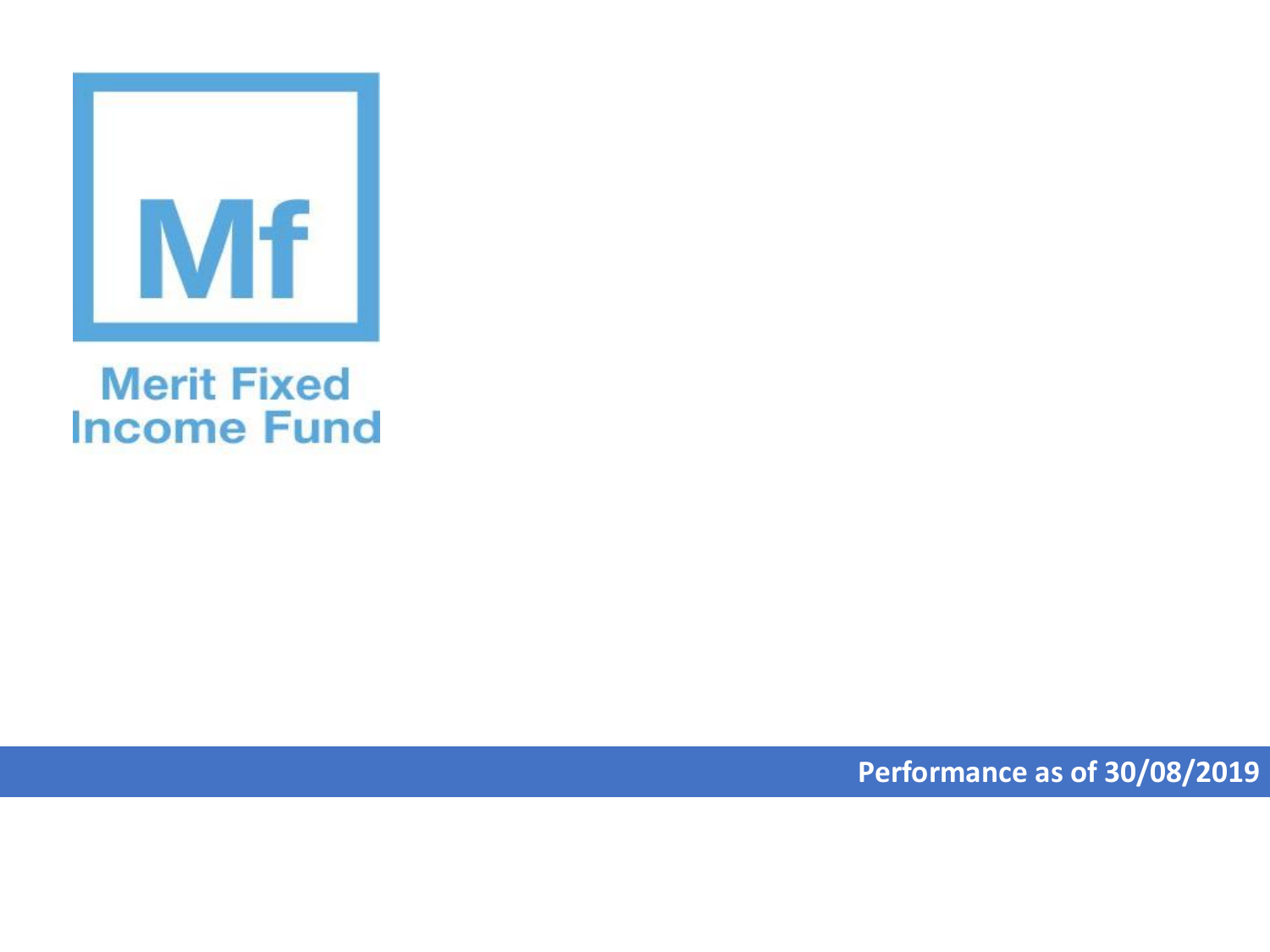Mf

# Merit Fixed Income Fund

**Performance as of 30/08/2019**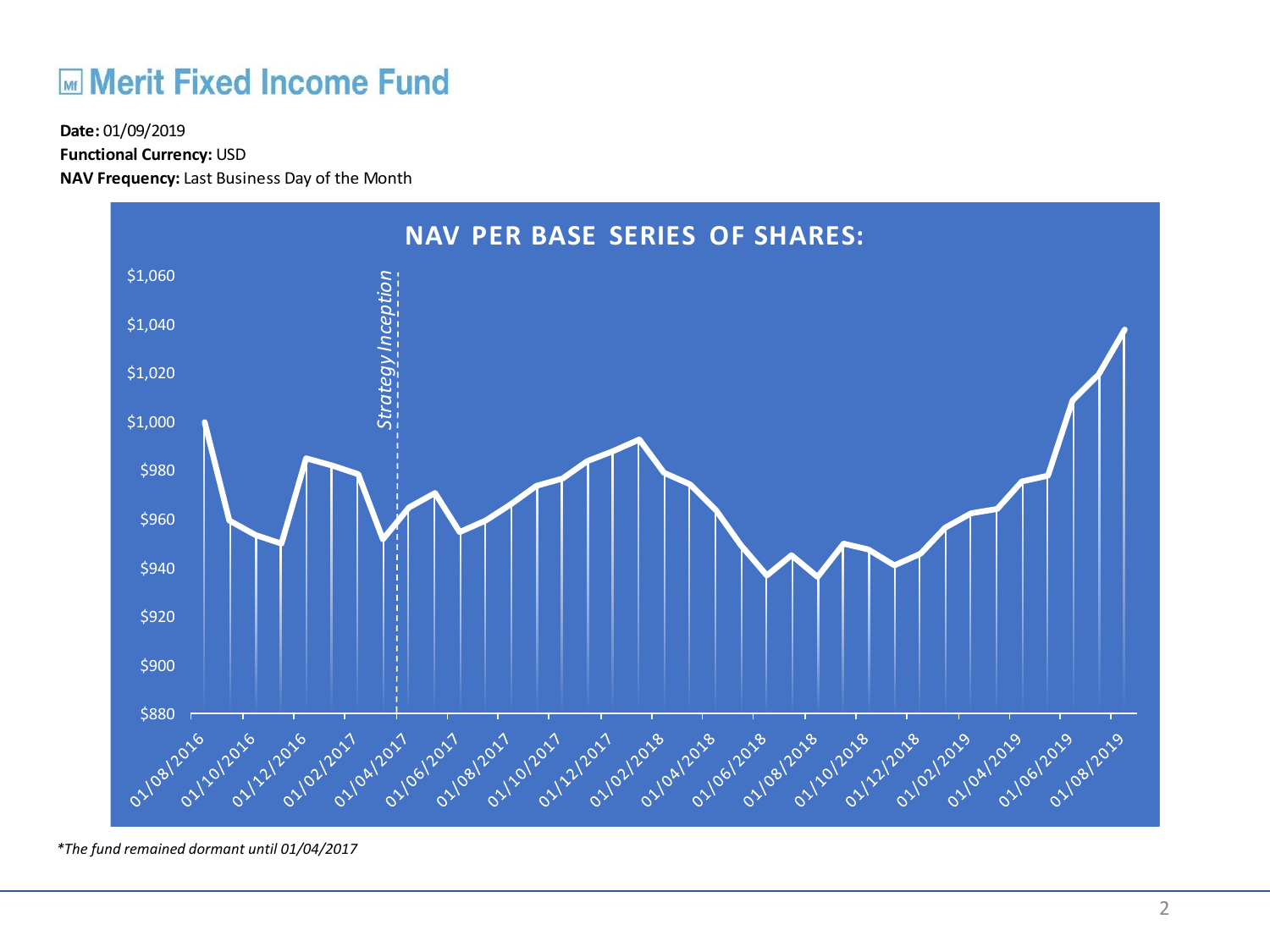# Merit Fixed Income Fund

**Date:** 01/09/2019
**Functional Currency:** USD
**NAV Frequency:** Last Business Day of the Month

## NAV PER BASE SERIES OF SHARES:

*Strategy Inception*

*The fund remained dormant until 01/04/2017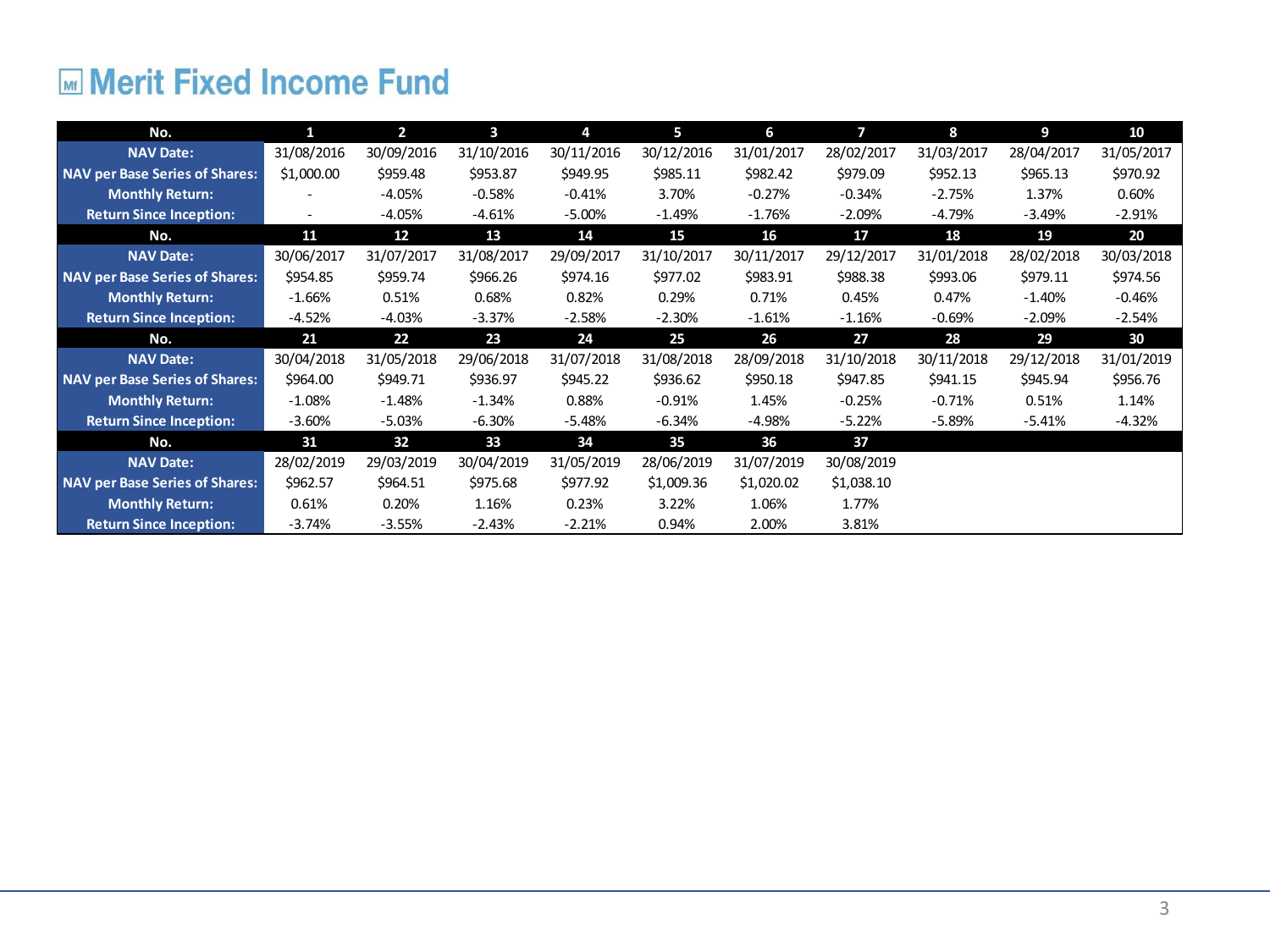# Merit Fixed Income Fund

| No. | 1 | 2 | 3 | 4 | 5 | 6 | 7 | 8 | 9 | 10 |
|---|---|---|---|---|---|---|---|---|---|---|
| NAV Date: | 31/08/2016 | 30/09/2016 | 31/10/2016 | 30/11/2016 | 30/12/2016 | 31/01/2017 | 28/02/2017 | 31/03/2017 | 28/04/2017 | 31/05/2017 |
| NAV per Base Series of Shares: | $1,000.00 | $959.48 | $953.87 | $949.95 | $985.11 | $982.42 | $979.09 | $952.13 | $965.13 | $970.92 |
| Monthly Return: | - | -4.05% | -0.58% | -0.41% | 3.70% | -0.27% | -0.34% | -2.75% | 1.37% | 0.60% |
| Return Since Inception: | - | -4.05% | -4.61% | -5.00% | -1.49% | -1.76% | -2.09% | -4.79% | -3.49% | -2.91% |
| **No.** | **11** | **12** | **13** | **14** | **15** | **16** | **17** | **18** | **19** | **20** |
| NAV Date: | 30/06/2017 | 31/07/2017 | 31/08/2017 | 29/09/2017 | 31/10/2017 | 30/11/2017 | 29/12/2017 | 31/01/2018 | 28/02/2018 | 30/03/2018 |
| NAV per Base Series of Shares: | $954.85 | $959.74 | $966.26 | $974.16 | $977.02 | $983.91 | $988.38 | $993.06 | $979.11 | $974.56 |
| Monthly Return: | -1.66% | 0.51% | 0.68% | 0.82% | 0.29% | 0.71% | 0.45% | 0.47% | -1.40% | -0.46% |
| Return Since Inception: | -4.52% | -4.03% | -3.37% | -2.58% | -2.30% | -1.61% | -1.16% | -0.69% | -2.09% | -2.54% |
| **No.** | **21** | **22** | **23** | **24** | **25** | **26** | **27** | **28** | **29** | **30** |
| NAV Date: | 30/04/2018 | 31/05/2018 | 29/06/2018 | 31/07/2018 | 31/08/2018 | 28/09/2018 | 31/10/2018 | 30/11/2018 | 29/12/2018 | 31/01/2019 |
| NAV per Base Series of Shares: | $964.00 | $949.71 | $936.97 | $945.22 | $936.62 | $950.18 | $947.85 | $941.15 | $945.94 | $956.76 |
| Monthly Return: | -1.08% | -1.48% | -1.34% | 0.88% | -0.91% | 1.45% | -0.25% | -0.71% | 0.51% | 1.14% |
| Return Since Inception: | -3.60% | -5.03% | -6.30% | -5.48% | -6.34% | -4.98% | -5.22% | -5.89% | -5.41% | -4.32% |
| **No.** | **31** | **32** | **33** | **34** | **35** | **36** | **37** | | | |
| NAV Date: | 28/02/2019 | 29/03/2019 | 30/04/2019 | 31/05/2019 | 28/06/2019 | 31/07/2019 | 30/08/2019 | | | |
| NAV per Base Series of Shares: | $962.57 | $964.51 | $975.68 | $977.92 | $1,009.36 | $1,020.02 | $1,038.10 | | | |
| Monthly Return: | 0.61% | 0.20% | 1.16% | 0.23% | 3.22% | 1.06% | 1.77% | | | |
| Return Since Inception: | -3.74% | -3.55% | -2.43% | -2.21% | 0.94% | 2.00% | 3.81% | | | |